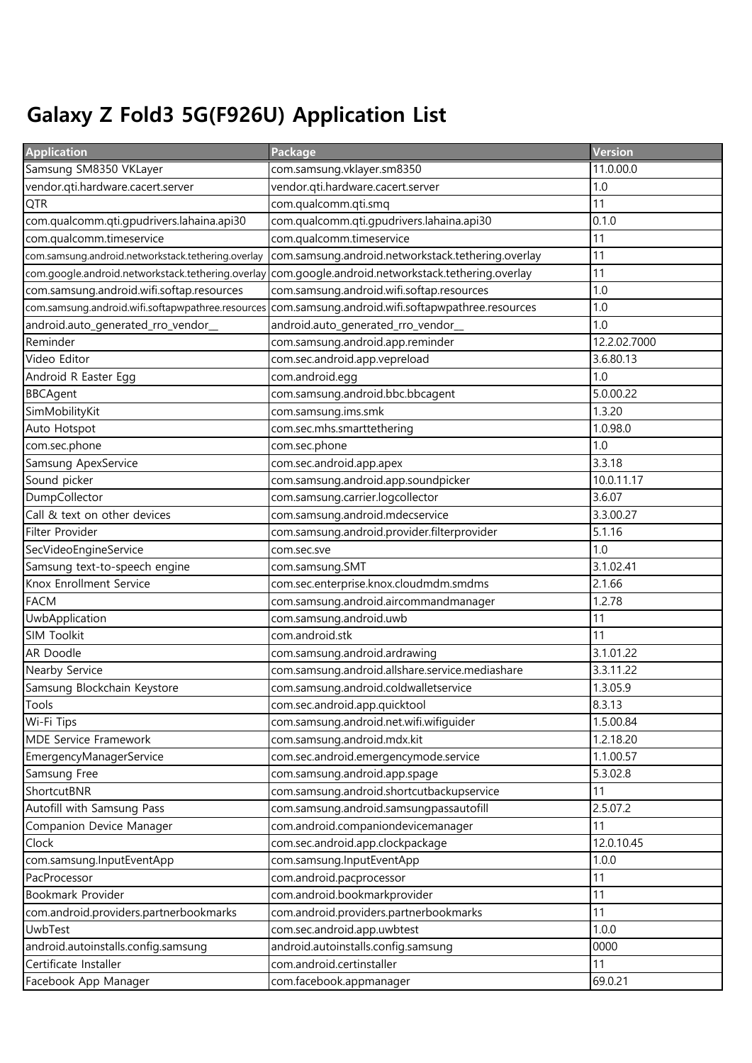# Galaxy Z Fold3 5G(F926U) Application List

| Application | Package | Version |
|---|---|---|
| Samsung SM8350 VKLayer | com.samsung.vklayer.sm8350 | 11.0.00.0 |
| vendor.qti.hardware.cacert.server | vendor.qti.hardware.cacert.server | 1.0 |
| QTR | com.qualcomm.qti.smq | 11 |
| com.qualcomm.qti.gpudrivers.lahaina.api30 | com.qualcomm.qti.gpudrivers.lahaina.api30 | 0.1.0 |
| com.qualcomm.timeservice | com.qualcomm.timeservice | 11 |
| com.samsung.android.networkstack.tethering.overlay | com.samsung.android.networkstack.tethering.overlay | 11 |
| com.google.android.networkstack.tethering.overlay | com.google.android.networkstack.tethering.overlay | 11 |
| com.samsung.android.wifi.softap.resources | com.samsung.android.wifi.softap.resources | 1.0 |
| com.samsung.android.wifi.softapwpathree.resources | com.samsung.android.wifi.softapwpathree.resources | 1.0 |
| android.auto_generated_rro_vendor__ | android.auto_generated_rro_vendor__ | 1.0 |
| Reminder | com.samsung.android.app.reminder | 12.2.02.7000 |
| Video Editor | com.sec.android.app.vepreload | 3.6.80.13 |
| Android R Easter Egg | com.android.egg | 1.0 |
| BBCAgent | com.samsung.android.bbc.bbcagent | 5.0.00.22 |
| SimMobilityKit | com.samsung.ims.smk | 1.3.20 |
| Auto Hotspot | com.sec.mhs.smarttethering | 1.0.98.0 |
| com.sec.phone | com.sec.phone | 1.0 |
| Samsung ApexService | com.sec.android.app.apex | 3.3.18 |
| Sound picker | com.samsung.android.app.soundpicker | 10.0.11.17 |
| DumpCollector | com.samsung.carrier.logcollector | 3.6.07 |
| Call & text on other devices | com.samsung.android.mdecservice | 3.3.00.27 |
| Filter Provider | com.samsung.android.provider.filterprovider | 5.1.16 |
| SecVideoEngineService | com.sec.sve | 1.0 |
| Samsung text-to-speech engine | com.samsung.SMT | 3.1.02.41 |
| Knox Enrollment Service | com.sec.enterprise.knox.cloudmdm.smdms | 2.1.66 |
| FACM | com.samsung.android.aircommandmanager | 1.2.78 |
| UwbApplication | com.samsung.android.uwb | 11 |
| SIM Toolkit | com.android.stk | 11 |
| AR Doodle | com.samsung.android.ardrawing | 3.1.01.22 |
| Nearby Service | com.samsung.android.allshare.service.mediashare | 3.3.11.22 |
| Samsung Blockchain Keystore | com.samsung.android.coldwalletservice | 1.3.05.9 |
| Tools | com.sec.android.app.quicktool | 8.3.13 |
| Wi-Fi Tips | com.samsung.android.net.wifi.wifiguider | 1.5.00.84 |
| MDE Service Framework | com.samsung.android.mdx.kit | 1.2.18.20 |
| EmergencyManagerService | com.sec.android.emergencymode.service | 1.1.00.57 |
| Samsung Free | com.samsung.android.app.spage | 5.3.02.8 |
| ShortcutBNR | com.samsung.android.shortcutbackupservice | 11 |
| Autofill with Samsung Pass | com.samsung.android.samsungpassautofill | 2.5.07.2 |
| Companion Device Manager | com.android.companiondevicemanager | 11 |
| Clock | com.sec.android.app.clockpackage | 12.0.10.45 |
| com.samsung.InputEventApp | com.samsung.InputEventApp | 1.0.0 |
| PacProcessor | com.android.pacprocessor | 11 |
| Bookmark Provider | com.android.bookmarkprovider | 11 |
| com.android.providers.partnerbookmarks | com.android.providers.partnerbookmarks | 11 |
| UwbTest | com.sec.android.app.uwbtest | 1.0.0 |
| android.autoinstalls.config.samsung | android.autoinstalls.config.samsung | 0000 |
| Certificate Installer | com.android.certinstaller | 11 |
| Facebook App Manager | com.facebook.appmanager | 69.0.21 |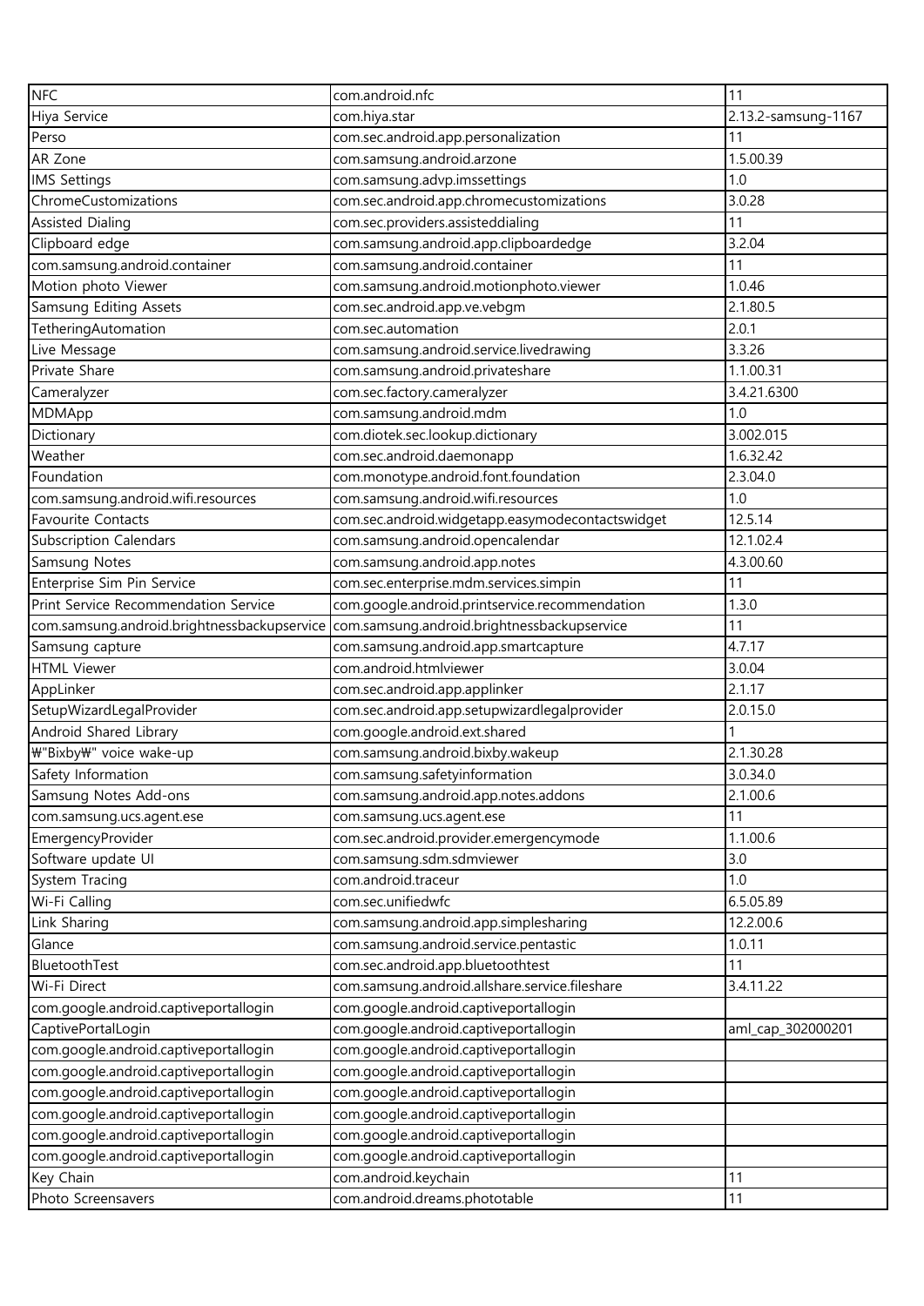| NFC | com.android.nfc | 11 |
| --- | --- | --- |
| Hiya Service | com.hiya.star | 2.13.2-samsung-1167 |
| Perso | com.sec.android.app.personalization | 11 |
| AR Zone | com.samsung.android.arzone | 1.5.00.39 |
| IMS Settings | com.samsung.advp.imssettings | 1.0 |
| ChromeCustomizations | com.sec.android.app.chromecustomizations | 3.0.28 |
| Assisted Dialing | com.sec.providers.assisteddialing | 11 |
| Clipboard edge | com.samsung.android.app.clipboardedge | 3.2.04 |
| com.samsung.android.container | com.samsung.android.container | 11 |
| Motion photo Viewer | com.samsung.android.motionphoto.viewer | 1.0.46 |
| Samsung Editing Assets | com.sec.android.app.ve.vebgm | 2.1.80.5 |
| TetheringAutomation | com.sec.automation | 2.0.1 |
| Live Message | com.samsung.android.service.livedrawing | 3.3.26 |
| Private Share | com.samsung.android.privateshare | 1.1.00.31 |
| Cameralyzer | com.sec.factory.cameralyzer | 3.4.21.6300 |
| MDMApp | com.samsung.android.mdm | 1.0 |
| Dictionary | com.diotek.sec.lookup.dictionary | 3.002.015 |
| Weather | com.sec.android.daemonapp | 1.6.32.42 |
| Foundation | com.monotype.android.font.foundation | 2.3.04.0 |
| com.samsung.android.wifi.resources | com.samsung.android.wifi.resources | 1.0 |
| Favourite Contacts | com.sec.android.widgetapp.easymodecontactswidget | 12.5.14 |
| Subscription Calendars | com.samsung.android.opencalendar | 12.1.02.4 |
| Samsung Notes | com.samsung.android.app.notes | 4.3.00.60 |
| Enterprise Sim Pin Service | com.sec.enterprise.mdm.services.simpin | 11 |
| Print Service Recommendation Service | com.google.android.printservice.recommendation | 1.3.0 |
| com.samsung.android.brightnessbackupservice | com.samsung.android.brightnessbackupservice | 11 |
| Samsung capture | com.samsung.android.app.smartcapture | 4.7.17 |
| HTML Viewer | com.android.htmlviewer | 3.0.04 |
| AppLinker | com.sec.android.app.applinker | 2.1.17 |
| SetupWizardLegalProvider | com.sec.android.app.setupwizardlegalprovider | 2.0.15.0 |
| Android Shared Library | com.google.android.ext.shared | 1 |
| ₩"Bixby₩" voice wake-up | com.samsung.android.bixby.wakeup | 2.1.30.28 |
| Safety Information | com.samsung.safetyinformation | 3.0.34.0 |
| Samsung Notes Add-ons | com.samsung.android.app.notes.addons | 2.1.00.6 |
| com.samsung.ucs.agent.ese | com.samsung.ucs.agent.ese | 11 |
| EmergencyProvider | com.sec.android.provider.emergencymode | 1.1.00.6 |
| Software update UI | com.samsung.sdm.sdmviewer | 3.0 |
| System Tracing | com.android.traceur | 1.0 |
| Wi-Fi Calling | com.sec.unifiedwfc | 6.5.05.89 |
| Link Sharing | com.samsung.android.app.simplesharing | 12.2.00.6 |
| Glance | com.samsung.android.service.pentastic | 1.0.11 |
| BluetoothTest | com.sec.android.app.bluetoothtest | 11 |
| Wi-Fi Direct | com.samsung.android.allshare.service.fileshare | 3.4.11.22 |
| com.google.android.captiveportallogin | com.google.android.captiveportallogin | |
| CaptivePortalLogin | com.google.android.captiveportallogin | aml_cap_302000201 |
| com.google.android.captiveportallogin | com.google.android.captiveportallogin | |
| com.google.android.captiveportallogin | com.google.android.captiveportallogin | |
| com.google.android.captiveportallogin | com.google.android.captiveportallogin | |
| com.google.android.captiveportallogin | com.google.android.captiveportallogin | |
| com.google.android.captiveportallogin | com.google.android.captiveportallogin | |
| com.google.android.captiveportallogin | com.google.android.captiveportallogin | |
| Key Chain | com.android.keychain | 11 |
| Photo Screensavers | com.android.dreams.phototable | 11 |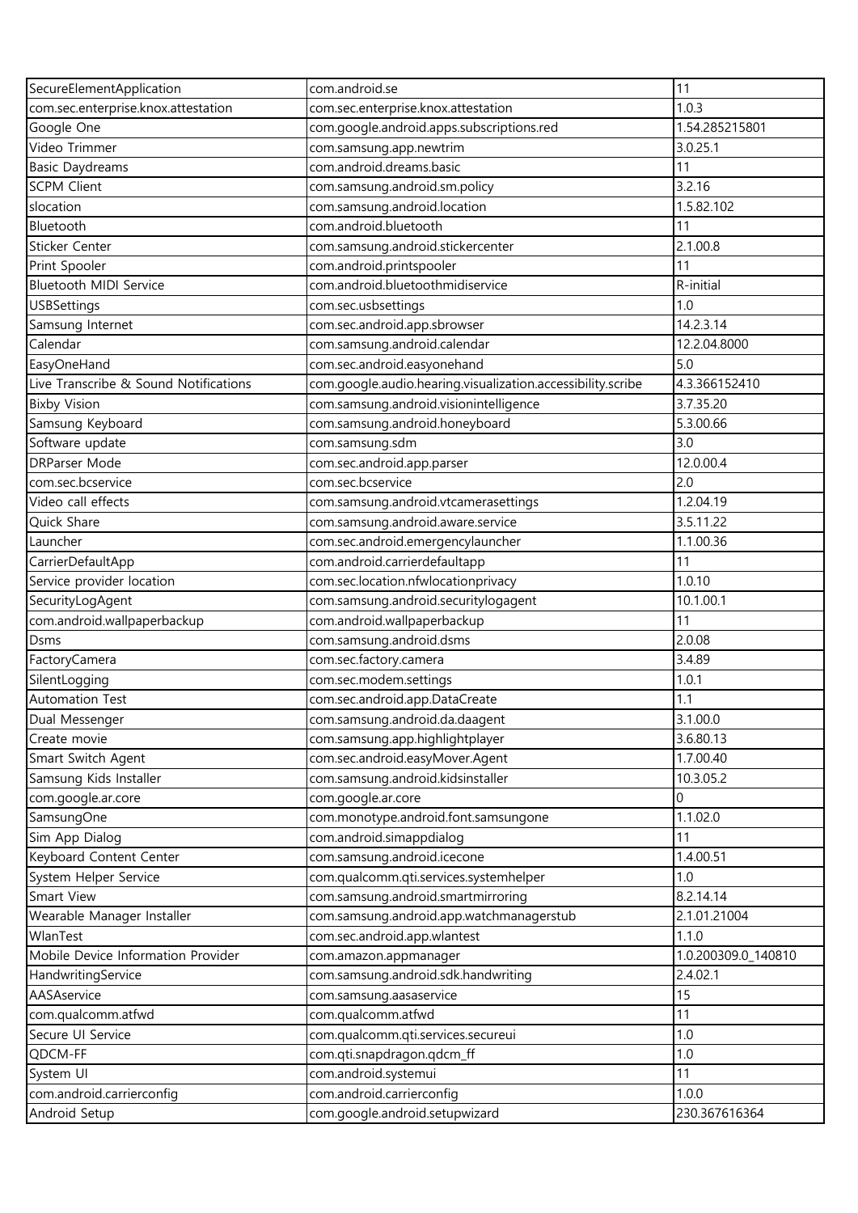| SecureElementApplication | com.android.se | 11 |
|---|---|---|
| com.sec.enterprise.knox.attestation | com.sec.enterprise.knox.attestation | 1.0.3 |
| Google One | com.google.android.apps.subscriptions.red | 1.54.285215801 |
| Video Trimmer | com.samsung.app.newtrim | 3.0.25.1 |
| Basic Daydreams | com.android.dreams.basic | 11 |
| SCPM Client | com.samsung.android.sm.policy | 3.2.16 |
| slocation | com.samsung.android.location | 1.5.82.102 |
| Bluetooth | com.android.bluetooth | 11 |
| Sticker Center | com.samsung.android.stickercenter | 2.1.00.8 |
| Print Spooler | com.android.printspooler | 11 |
| Bluetooth MIDI Service | com.android.bluetoothmidiservice | R-initial |
| USBSettings | com.sec.usbsettings | 1.0 |
| Samsung Internet | com.sec.android.app.sbrowser | 14.2.3.14 |
| Calendar | com.samsung.android.calendar | 12.2.04.8000 |
| EasyOneHand | com.sec.android.easyonehand | 5.0 |
| Live Transcribe & Sound Notifications | com.google.audio.hearing.visualization.accessibility.scribe | 4.3.366152410 |
| Bixby Vision | com.samsung.android.visionintelligence | 3.7.35.20 |
| Samsung Keyboard | com.samsung.android.honeyboard | 5.3.00.66 |
| Software update | com.samsung.sdm | 3.0 |
| DRParser Mode | com.sec.android.app.parser | 12.0.00.4 |
| com.sec.bcservice | com.sec.bcservice | 2.0 |
| Video call effects | com.samsung.android.vtcamerasettings | 1.2.04.19 |
| Quick Share | com.samsung.android.aware.service | 3.5.11.22 |
| Launcher | com.sec.android.emergencylauncher | 1.1.00.36 |
| CarrierDefaultApp | com.android.carrierdefaultapp | 11 |
| Service provider location | com.sec.location.nfwlocationprivacy | 1.0.10 |
| SecurityLogAgent | com.samsung.android.securitylogagent | 10.1.00.1 |
| com.android.wallpaperbackup | com.android.wallpaperbackup | 11 |
| Dsms | com.samsung.android.dsms | 2.0.08 |
| FactoryCamera | com.sec.factory.camera | 3.4.89 |
| SilentLogging | com.sec.modem.settings | 1.0.1 |
| Automation Test | com.sec.android.app.DataCreate | 1.1 |
| Dual Messenger | com.samsung.android.da.daagent | 3.1.00.0 |
| Create movie | com.samsung.app.highlightplayer | 3.6.80.13 |
| Smart Switch Agent | com.sec.android.easyMover.Agent | 1.7.00.40 |
| Samsung Kids Installer | com.samsung.android.kidsinstaller | 10.3.05.2 |
| com.google.ar.core | com.google.ar.core | 0 |
| SamsungOne | com.monotype.android.font.samsungone | 1.1.02.0 |
| Sim App Dialog | com.android.simappdialog | 11 |
| Keyboard Content Center | com.samsung.android.icecone | 1.4.00.51 |
| System Helper Service | com.qualcomm.qti.services.systemhelper | 1.0 |
| Smart View | com.samsung.android.smartmirroring | 8.2.14.14 |
| Wearable Manager Installer | com.samsung.android.app.watchmanagerstub | 2.1.01.21004 |
| WlanTest | com.sec.android.app.wlantest | 1.1.0 |
| Mobile Device Information Provider | com.amazon.appmanager | 1.0.200309.0_140810 |
| HandwritingService | com.samsung.android.sdk.handwriting | 2.4.02.1 |
| AASAservice | com.samsung.aasaservice | 15 |
| com.qualcomm.atfwd | com.qualcomm.atfwd | 11 |
| Secure UI Service | com.qualcomm.qti.services.secureui | 1.0 |
| QDCM-FF | com.qti.snapdragon.qdcm_ff | 1.0 |
| System UI | com.android.systemui | 11 |
| com.android.carrierconfig | com.android.carrierconfig | 1.0.0 |
| Android Setup | com.google.android.setupwizard | 230.367616364 |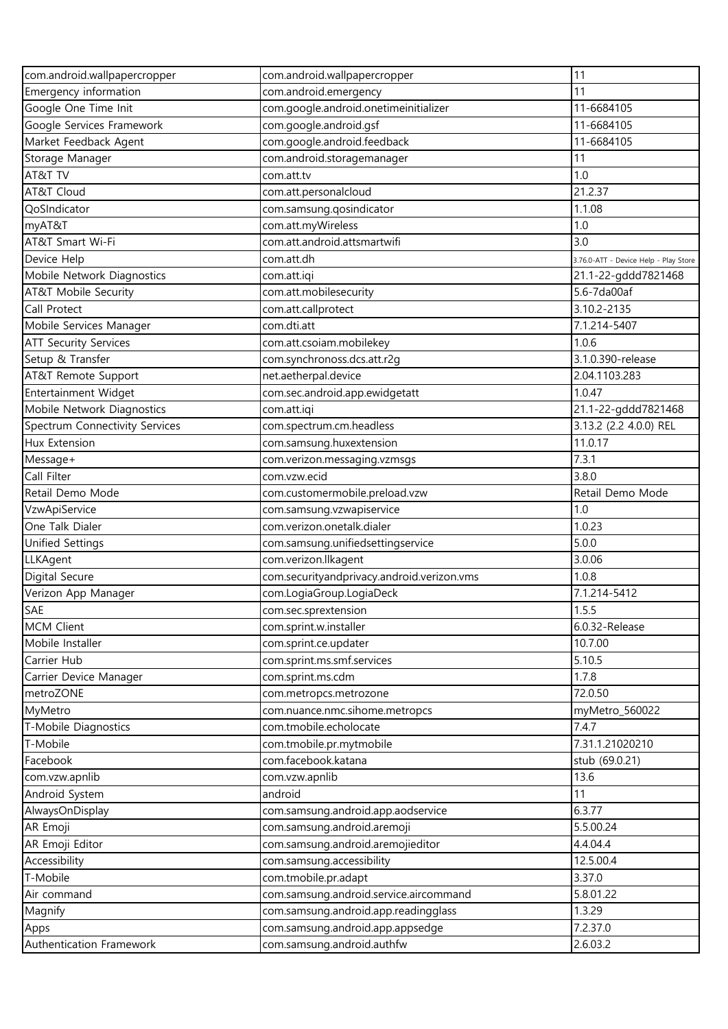| com.android.wallpapercropper | com.android.wallpapercropper | 11 |
|---|---|---|
| Emergency information | com.android.emergency | 11 |
| Google One Time Init | com.google.android.onetimeinitializer | 11-6684105 |
| Google Services Framework | com.google.android.gsf | 11-6684105 |
| Market Feedback Agent | com.google.android.feedback | 11-6684105 |
| Storage Manager | com.android.storagemanager | 11 |
| AT&T TV | com.att.tv | 1.0 |
| AT&T Cloud | com.att.personalcloud | 21.2.37 |
| QoSIndicator | com.samsung.qosindicator | 1.1.08 |
| myAT&T | com.att.myWireless | 1.0 |
| AT&T Smart Wi-Fi | com.att.android.attsmartwifi | 3.0 |
| Device Help | com.att.dh | 3.76.0-ATT - Device Help - Play Store |
| Mobile Network Diagnostics | com.att.iqi | 21.1-22-gddd7821468 |
| AT&T Mobile Security | com.att.mobilesecurity | 5.6-7da00af |
| Call Protect | com.att.callprotect | 3.10.2-2135 |
| Mobile Services Manager | com.dti.att | 7.1.214-5407 |
| ATT Security Services | com.att.csoiam.mobilekey | 1.0.6 |
| Setup & Transfer | com.synchronoss.dcs.att.r2g | 3.1.0.390-release |
| AT&T Remote Support | net.aetherpal.device | 2.04.1103.283 |
| Entertainment Widget | com.sec.android.app.ewidgetatt | 1.0.47 |
| Mobile Network Diagnostics | com.att.iqi | 21.1-22-gddd7821468 |
| Spectrum Connectivity Services | com.spectrum.cm.headless | 3.13.2 (2.2 4.0.0) REL |
| Hux Extension | com.samsung.huxextension | 11.0.17 |
| Message+ | com.verizon.messaging.vzmsgs | 7.3.1 |
| Call Filter | com.vzw.ecid | 3.8.0 |
| Retail Demo Mode | com.customermobile.preload.vzw | Retail Demo Mode |
| VzwApiService | com.samsung.vzwapiservice | 1.0 |
| One Talk Dialer | com.verizon.onetalk.dialer | 1.0.23 |
| Unified Settings | com.samsung.unifiedsettingservice | 5.0.0 |
| LLKAgent | com.verizon.llkagent | 3.0.06 |
| Digital Secure | com.securityandprivacy.android.verizon.vms | 1.0.8 |
| Verizon App Manager | com.LogiaGroup.LogiaDeck | 7.1.214-5412 |
| SAE | com.sec.sprextension | 1.5.5 |
| MCM Client | com.sprint.w.installer | 6.0.32-Release |
| Mobile Installer | com.sprint.ce.updater | 10.7.00 |
| Carrier Hub | com.sprint.ms.smf.services | 5.10.5 |
| Carrier Device Manager | com.sprint.ms.cdm | 1.7.8 |
| metroZONE | com.metropcs.metrozone | 72.0.50 |
| MyMetro | com.nuance.nmc.sihome.metropcs | myMetro_560022 |
| T-Mobile Diagnostics | com.tmobile.echolocate | 7.4.7 |
| T-Mobile | com.tmobile.pr.mytmobile | 7.31.1.21020210 |
| Facebook | com.facebook.katana | stub (69.0.21) |
| com.vzw.apnlib | com.vzw.apnlib | 13.6 |
| Android System | android | 11 |
| AlwaysOnDisplay | com.samsung.android.app.aodservice | 6.3.77 |
| AR Emoji | com.samsung.android.aremoji | 5.5.00.24 |
| AR Emoji Editor | com.samsung.android.aremojieditor | 4.4.04.4 |
| Accessibility | com.samsung.accessibility | 12.5.00.4 |
| T-Mobile | com.tmobile.pr.adapt | 3.37.0 |
| Air command | com.samsung.android.service.aircommand | 5.8.01.22 |
| Magnify | com.samsung.android.app.readingglass | 1.3.29 |
| Apps | com.samsung.android.app.appsedge | 7.2.37.0 |
| Authentication Framework | com.samsung.android.authfw | 2.6.03.2 |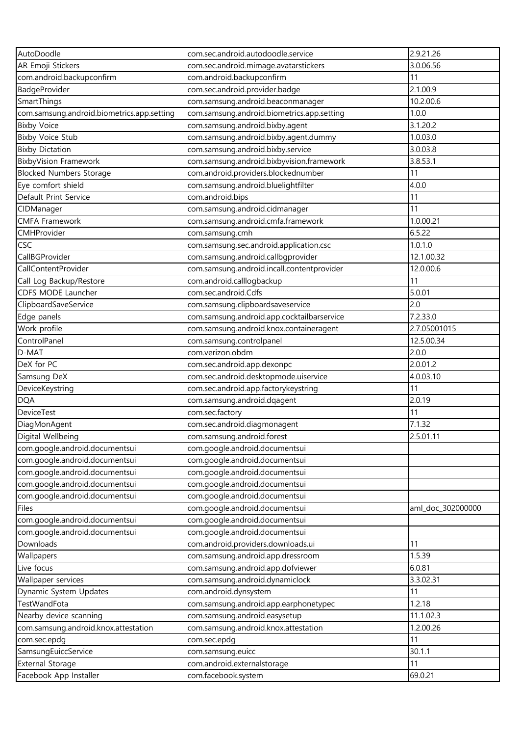| AutoDoodle | com.sec.android.autodoodle.service | 2.9.21.26 |
|---|---|---|
| AR Emoji Stickers | com.sec.android.mimage.avatarstickers | 3.0.06.56 |
| com.android.backupconfirm | com.android.backupconfirm | 11 |
| BadgeProvider | com.sec.android.provider.badge | 2.1.00.9 |
| SmartThings | com.samsung.android.beaconmanager | 10.2.00.6 |
| com.samsung.android.biometrics.app.setting | com.samsung.android.biometrics.app.setting | 1.0.0 |
| Bixby Voice | com.samsung.android.bixby.agent | 3.1.20.2 |
| Bixby Voice Stub | com.samsung.android.bixby.agent.dummy | 1.0.03.0 |
| Bixby Dictation | com.samsung.android.bixby.service | 3.0.03.8 |
| BixbyVision Framework | com.samsung.android.bixbyvision.framework | 3.8.53.1 |
| Blocked Numbers Storage | com.android.providers.blockednumber | 11 |
| Eye comfort shield | com.samsung.android.bluelightfilter | 4.0.0 |
| Default Print Service | com.android.bips | 11 |
| CIDManager | com.samsung.android.cidmanager | 11 |
| CMFA Framework | com.samsung.android.cmfa.framework | 1.0.00.21 |
| CMHProvider | com.samsung.cmh | 6.5.22 |
| CSC | com.samsung.sec.android.application.csc | 1.0.1.0 |
| CallBGProvider | com.samsung.android.callbgprovider | 12.1.00.32 |
| CallContentProvider | com.samsung.android.incall.contentprovider | 12.0.00.6 |
| Call Log Backup/Restore | com.android.calllogbackup | 11 |
| CDFS MODE Launcher | com.sec.android.Cdfs | 5.0.01 |
| ClipboardSaveService | com.samsung.clipboardsaveservice | 2.0 |
| Edge panels | com.samsung.android.app.cocktailbarservice | 7.2.33.0 |
| Work profile | com.samsung.android.knox.containeragent | 2.7.05001015 |
| ControlPanel | com.samsung.controlpanel | 12.5.00.34 |
| D-MAT | com.verizon.obdm | 2.0.0 |
| DeX for PC | com.sec.android.app.dexonpc | 2.0.01.2 |
| Samsung DeX | com.sec.android.desktopmode.uiservice | 4.0.03.10 |
| DeviceKeystring | com.sec.android.app.factorykeystring | 11 |
| DQA | com.samsung.android.dqagent | 2.0.19 |
| DeviceTest | com.sec.factory | 11 |
| DiagMonAgent | com.sec.android.diagmonagent | 7.1.32 |
| Digital Wellbeing | com.samsung.android.forest | 2.5.01.11 |
| com.google.android.documentsui | com.google.android.documentsui | |
| com.google.android.documentsui | com.google.android.documentsui | |
| com.google.android.documentsui | com.google.android.documentsui | |
| com.google.android.documentsui | com.google.android.documentsui | |
| com.google.android.documentsui | com.google.android.documentsui | |
| Files | com.google.android.documentsui | aml_doc_302000000 |
| com.google.android.documentsui | com.google.android.documentsui | |
| com.google.android.documentsui | com.google.android.documentsui | |
| Downloads | com.android.providers.downloads.ui | 11 |
| Wallpapers | com.samsung.android.app.dressroom | 1.5.39 |
| Live focus | com.samsung.android.app.dofviewer | 6.0.81 |
| Wallpaper services | com.samsung.android.dynamiclock | 3.3.02.31 |
| Dynamic System Updates | com.android.dynsystem | 11 |
| TestWandFota | com.samsung.android.app.earphonetypec | 1.2.18 |
| Nearby device scanning | com.samsung.android.easysetup | 11.1.02.3 |
| com.samsung.android.knox.attestation | com.samsung.android.knox.attestation | 1.2.00.26 |
| com.sec.epdg | com.sec.epdg | 11 |
| SamsungEuiccService | com.samsung.euicc | 30.1.1 |
| External Storage | com.android.externalstorage | 11 |
| Facebook App Installer | com.facebook.system | 69.0.21 |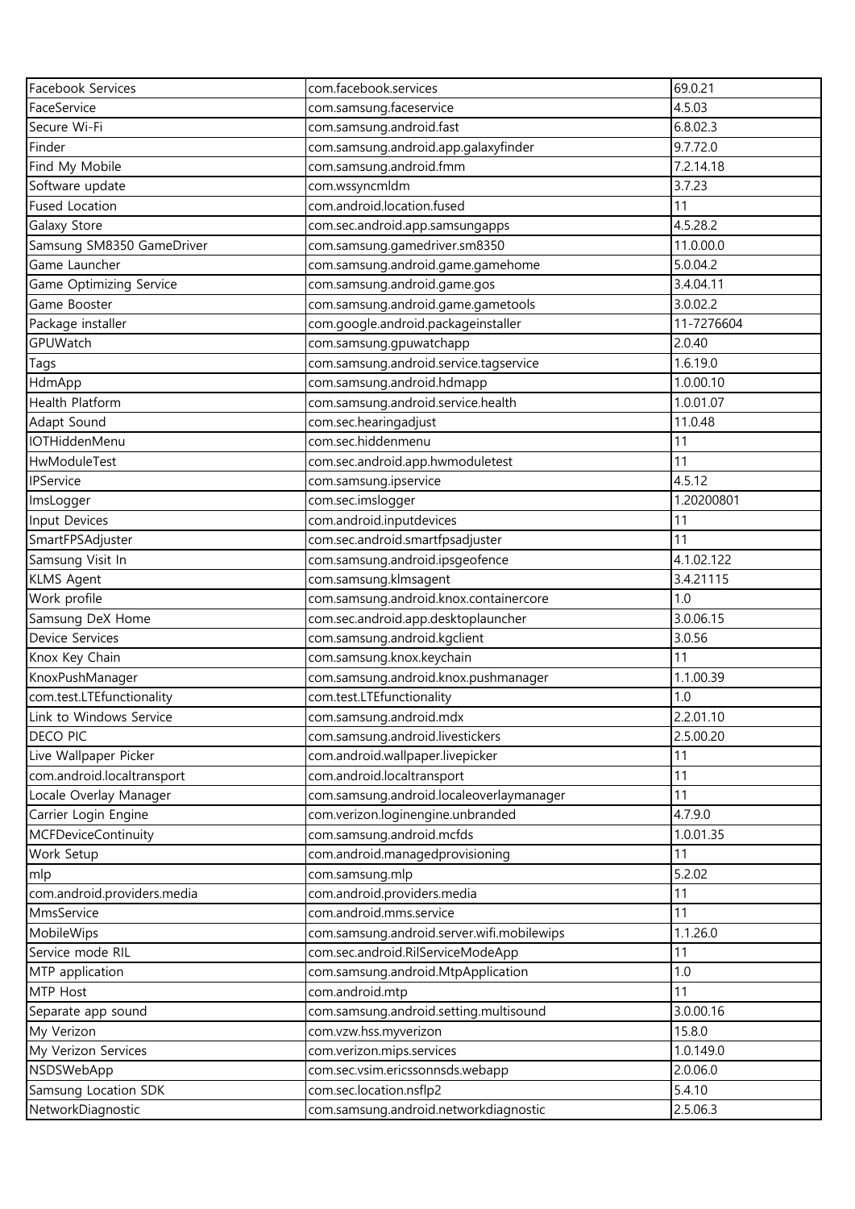| Facebook Services | com.facebook.services | 69.0.21 |
|---|---|---|
| FaceService | com.samsung.faceservice | 4.5.03 |
| Secure Wi-Fi | com.samsung.android.fast | 6.8.02.3 |
| Finder | com.samsung.android.app.galaxyfinder | 9.7.72.0 |
| Find My Mobile | com.samsung.android.fmm | 7.2.14.18 |
| Software update | com.wssyncmldm | 3.7.23 |
| Fused Location | com.android.location.fused | 11 |
| Galaxy Store | com.sec.android.app.samsungapps | 4.5.28.2 |
| Samsung SM8350 GameDriver | com.samsung.gamedriver.sm8350 | 11.0.00.0 |
| Game Launcher | com.samsung.android.game.gamehome | 5.0.04.2 |
| Game Optimizing Service | com.samsung.android.game.gos | 3.4.04.11 |
| Game Booster | com.samsung.android.game.gametools | 3.0.02.2 |
| Package installer | com.google.android.packageinstaller | 11-7276604 |
| GPUWatch | com.samsung.gpuwatchapp | 2.0.40 |
| Tags | com.samsung.android.service.tagservice | 1.6.19.0 |
| HdmApp | com.samsung.android.hdmapp | 1.0.00.10 |
| Health Platform | com.samsung.android.service.health | 1.0.01.07 |
| Adapt Sound | com.sec.hearingadjust | 11.0.48 |
| IOTHiddenMenu | com.sec.hiddenmenu | 11 |
| HwModuleTest | com.sec.android.app.hwmoduletest | 11 |
| IPService | com.samsung.ipservice | 4.5.12 |
| ImsLogger | com.sec.imslogger | 1.20200801 |
| Input Devices | com.android.inputdevices | 11 |
| SmartFPSAdjuster | com.sec.android.smartfpsadjuster | 11 |
| Samsung Visit In | com.samsung.android.ipsgeofence | 4.1.02.122 |
| KLMS Agent | com.samsung.klmsagent | 3.4.21115 |
| Work profile | com.samsung.android.knox.containercore | 1.0 |
| Samsung DeX Home | com.sec.android.app.desktoplauncher | 3.0.06.15 |
| Device Services | com.samsung.android.kgclient | 3.0.56 |
| Knox Key Chain | com.samsung.knox.keychain | 11 |
| KnoxPushManager | com.samsung.android.knox.pushmanager | 1.1.00.39 |
| com.test.LTEfunctionality | com.test.LTEfunctionality | 1.0 |
| Link to Windows Service | com.samsung.android.mdx | 2.2.01.10 |
| DECO PIC | com.samsung.android.livestickers | 2.5.00.20 |
| Live Wallpaper Picker | com.android.wallpaper.livepicker | 11 |
| com.android.localtransport | com.android.localtransport | 11 |
| Locale Overlay Manager | com.samsung.android.localeoverlaymanager | 11 |
| Carrier Login Engine | com.verizon.loginengine.unbranded | 4.7.9.0 |
| MCFDeviceContinuity | com.samsung.android.mcfds | 1.0.01.35 |
| Work Setup | com.android.managedprovisioning | 11 |
| mlp | com.samsung.mlp | 5.2.02 |
| com.android.providers.media | com.android.providers.media | 11 |
| MmsService | com.android.mms.service | 11 |
| MobileWips | com.samsung.android.server.wifi.mobilewips | 1.1.26.0 |
| Service mode RIL | com.sec.android.RilServiceModeApp | 11 |
| MTP application | com.samsung.android.MtpApplication | 1.0 |
| MTP Host | com.android.mtp | 11 |
| Separate app sound | com.samsung.android.setting.multisound | 3.0.00.16 |
| My Verizon | com.vzw.hss.myverizon | 15.8.0 |
| My Verizon Services | com.verizon.mips.services | 1.0.149.0 |
| NSDSWebApp | com.sec.vsim.ericssonnsds.webapp | 2.0.06.0 |
| Samsung Location SDK | com.sec.location.nsflp2 | 5.4.10 |
| NetworkDiagnostic | com.samsung.android.networkdiagnostic | 2.5.06.3 |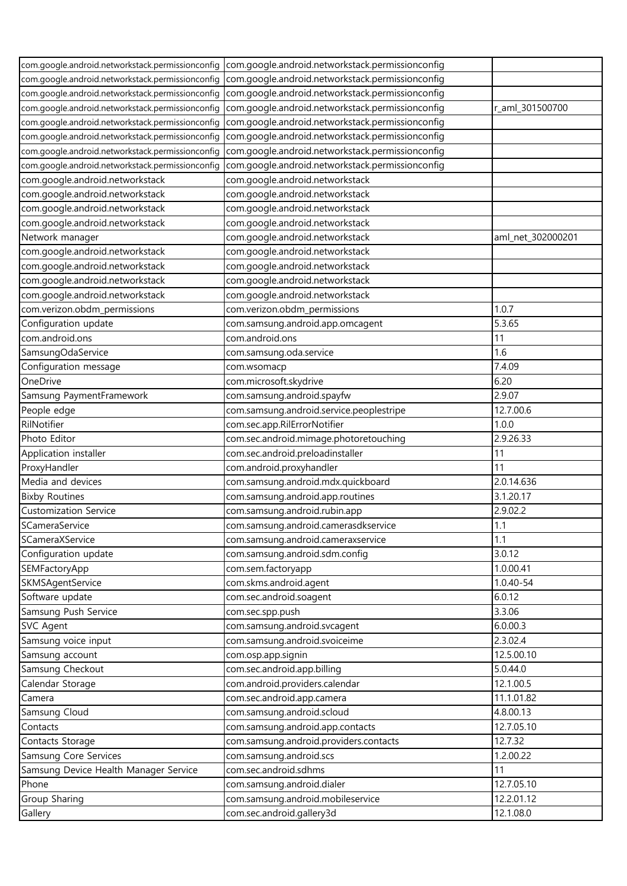| | | |
|---|---|---|
| com.google.android.networkstack.permissionconfig | com.google.android.networkstack.permissionconfig | |
| com.google.android.networkstack.permissionconfig | com.google.android.networkstack.permissionconfig | |
| com.google.android.networkstack.permissionconfig | com.google.android.networkstack.permissionconfig | |
| com.google.android.networkstack.permissionconfig | com.google.android.networkstack.permissionconfig | r_aml_301500700 |
| com.google.android.networkstack.permissionconfig | com.google.android.networkstack.permissionconfig | |
| com.google.android.networkstack.permissionconfig | com.google.android.networkstack.permissionconfig | |
| com.google.android.networkstack.permissionconfig | com.google.android.networkstack.permissionconfig | |
| com.google.android.networkstack.permissionconfig | com.google.android.networkstack.permissionconfig | |
| com.google.android.networkstack | com.google.android.networkstack | |
| com.google.android.networkstack | com.google.android.networkstack | |
| com.google.android.networkstack | com.google.android.networkstack | |
| com.google.android.networkstack | com.google.android.networkstack | |
| Network manager | com.google.android.networkstack | aml_net_302000201 |
| com.google.android.networkstack | com.google.android.networkstack | |
| com.google.android.networkstack | com.google.android.networkstack | |
| com.google.android.networkstack | com.google.android.networkstack | |
| com.google.android.networkstack | com.google.android.networkstack | |
| com.verizon.obdm_permissions | com.verizon.obdm_permissions | 1.0.7 |
| Configuration update | com.samsung.android.app.omcagent | 5.3.65 |
| com.android.ons | com.android.ons | 11 |
| SamsungOdaService | com.samsung.oda.service | 1.6 |
| Configuration message | com.wsomacp | 7.4.09 |
| OneDrive | com.microsoft.skydrive | 6.20 |
| Samsung PaymentFramework | com.samsung.android.spayfw | 2.9.07 |
| People edge | com.samsung.android.service.peoplestripe | 12.7.00.6 |
| RilNotifier | com.sec.app.RilErrorNotifier | 1.0.0 |
| Photo Editor | com.sec.android.mimage.photoretouching | 2.9.26.33 |
| Application installer | com.sec.android.preloadinstaller | 11 |
| ProxyHandler | com.android.proxyhandler | 11 |
| Media and devices | com.samsung.android.mdx.quickboard | 2.0.14.636 |
| Bixby Routines | com.samsung.android.app.routines | 3.1.20.17 |
| Customization Service | com.samsung.android.rubin.app | 2.9.02.2 |
| SCameraService | com.samsung.android.camerasdkservice | 1.1 |
| SCameraXService | com.samsung.android.cameraxservice | 1.1 |
| Configuration update | com.samsung.android.sdm.config | 3.0.12 |
| SEMFactoryApp | com.sem.factoryapp | 1.0.00.41 |
| SKMSAgentService | com.skms.android.agent | 1.0.40-54 |
| Software update | com.sec.android.soagent | 6.0.12 |
| Samsung Push Service | com.sec.spp.push | 3.3.06 |
| SVC Agent | com.samsung.android.svcagent | 6.0.00.3 |
| Samsung voice input | com.samsung.android.svoiceime | 2.3.02.4 |
| Samsung account | com.osp.app.signin | 12.5.00.10 |
| Samsung Checkout | com.sec.android.app.billing | 5.0.44.0 |
| Calendar Storage | com.android.providers.calendar | 12.1.00.5 |
| Camera | com.sec.android.app.camera | 11.1.01.82 |
| Samsung Cloud | com.samsung.android.scloud | 4.8.00.13 |
| Contacts | com.samsung.android.app.contacts | 12.7.05.10 |
| Contacts Storage | com.samsung.android.providers.contacts | 12.7.32 |
| Samsung Core Services | com.samsung.android.scs | 1.2.00.22 |
| Samsung Device Health Manager Service | com.sec.android.sdhms | 11 |
| Phone | com.samsung.android.dialer | 12.7.05.10 |
| Group Sharing | com.samsung.android.mobileservice | 12.2.01.12 |
| Gallery | com.sec.android.gallery3d | 12.1.08.0 |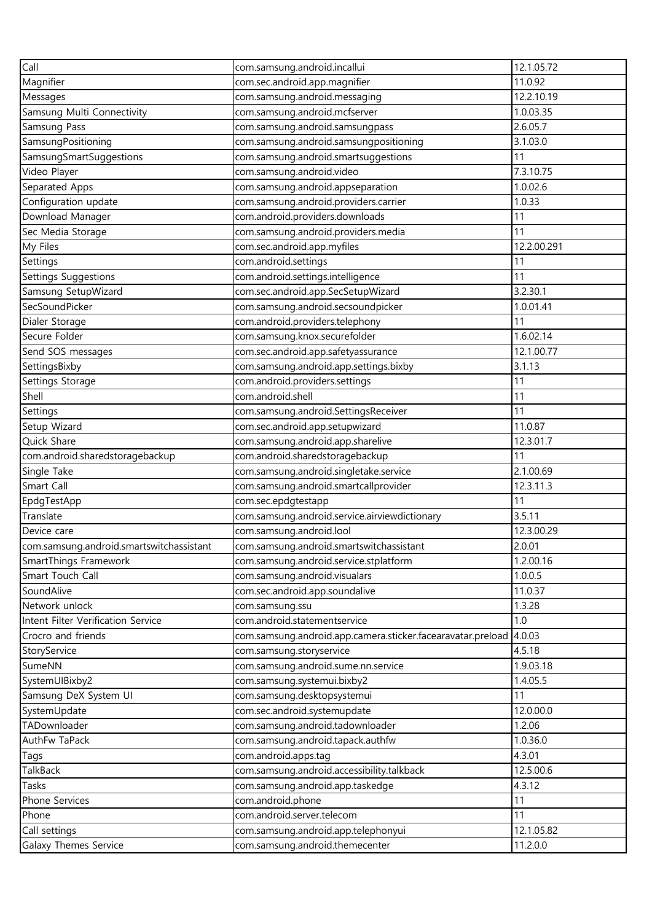| Call | com.samsung.android.incallui | 12.1.05.72 |
|---|---|---|
| Magnifier | com.sec.android.app.magnifier | 11.0.92 |
| Messages | com.samsung.android.messaging | 12.2.10.19 |
| Samsung Multi Connectivity | com.samsung.android.mcfserver | 1.0.03.35 |
| Samsung Pass | com.samsung.android.samsungpass | 2.6.05.7 |
| SamsungPositioning | com.samsung.android.samsungpositioning | 3.1.03.0 |
| SamsungSmartSuggestions | com.samsung.android.smartsuggestions | 11 |
| Video Player | com.samsung.android.video | 7.3.10.75 |
| Separated Apps | com.samsung.android.appseparation | 1.0.02.6 |
| Configuration update | com.samsung.android.providers.carrier | 1.0.33 |
| Download Manager | com.android.providers.downloads | 11 |
| Sec Media Storage | com.samsung.android.providers.media | 11 |
| My Files | com.sec.android.app.myfiles | 12.2.00.291 |
| Settings | com.android.settings | 11 |
| Settings Suggestions | com.android.settings.intelligence | 11 |
| Samsung SetupWizard | com.sec.android.app.SecSetupWizard | 3.2.30.1 |
| SecSoundPicker | com.samsung.android.secsoundpicker | 1.0.01.41 |
| Dialer Storage | com.android.providers.telephony | 11 |
| Secure Folder | com.samsung.knox.securefolder | 1.6.02.14 |
| Send SOS messages | com.sec.android.app.safetyassurance | 12.1.00.77 |
| SettingsBixby | com.samsung.android.app.settings.bixby | 3.1.13 |
| Settings Storage | com.android.providers.settings | 11 |
| Shell | com.android.shell | 11 |
| Settings | com.samsung.android.SettingsReceiver | 11 |
| Setup Wizard | com.sec.android.app.setupwizard | 11.0.87 |
| Quick Share | com.samsung.android.app.sharelive | 12.3.01.7 |
| com.android.sharedstoragebackup | com.android.sharedstoragebackup | 11 |
| Single Take | com.samsung.android.singletake.service | 2.1.00.69 |
| Smart Call | com.samsung.android.smartcallprovider | 12.3.11.3 |
| EpdgTestApp | com.sec.epdgtestapp | 11 |
| Translate | com.samsung.android.service.airviewdictionary | 3.5.11 |
| Device care | com.samsung.android.lool | 12.3.00.29 |
| com.samsung.android.smartswitchassistant | com.samsung.android.smartswitchassistant | 2.0.01 |
| SmartThings Framework | com.samsung.android.service.stplatform | 1.2.00.16 |
| Smart Touch Call | com.samsung.android.visualars | 1.0.0.5 |
| SoundAlive | com.sec.android.app.soundalive | 11.0.37 |
| Network unlock | com.samsung.ssu | 1.3.28 |
| Intent Filter Verification Service | com.android.statementservice | 1.0 |
| Crocro and friends | com.samsung.android.app.camera.sticker.facearavatar.preload | 4.0.03 |
| StoryService | com.samsung.storyservice | 4.5.18 |
| SumeNN | com.samsung.android.sume.nn.service | 1.9.03.18 |
| SystemUIBixby2 | com.samsung.systemui.bixby2 | 1.4.05.5 |
| Samsung DeX System UI | com.samsung.desktopsystemui | 11 |
| SystemUpdate | com.sec.android.systemupdate | 12.0.00.0 |
| TADownloader | com.samsung.android.tadownloader | 1.2.06 |
| AuthFw TaPack | com.samsung.android.tapack.authfw | 1.0.36.0 |
| Tags | com.android.apps.tag | 4.3.01 |
| TalkBack | com.samsung.android.accessibility.talkback | 12.5.00.6 |
| Tasks | com.samsung.android.app.taskedge | 4.3.12 |
| Phone Services | com.android.phone | 11 |
| Phone | com.android.server.telecom | 11 |
| Call settings | com.samsung.android.app.telephonyui | 12.1.05.82 |
| Galaxy Themes Service | com.samsung.android.themecenter | 11.2.0.0 |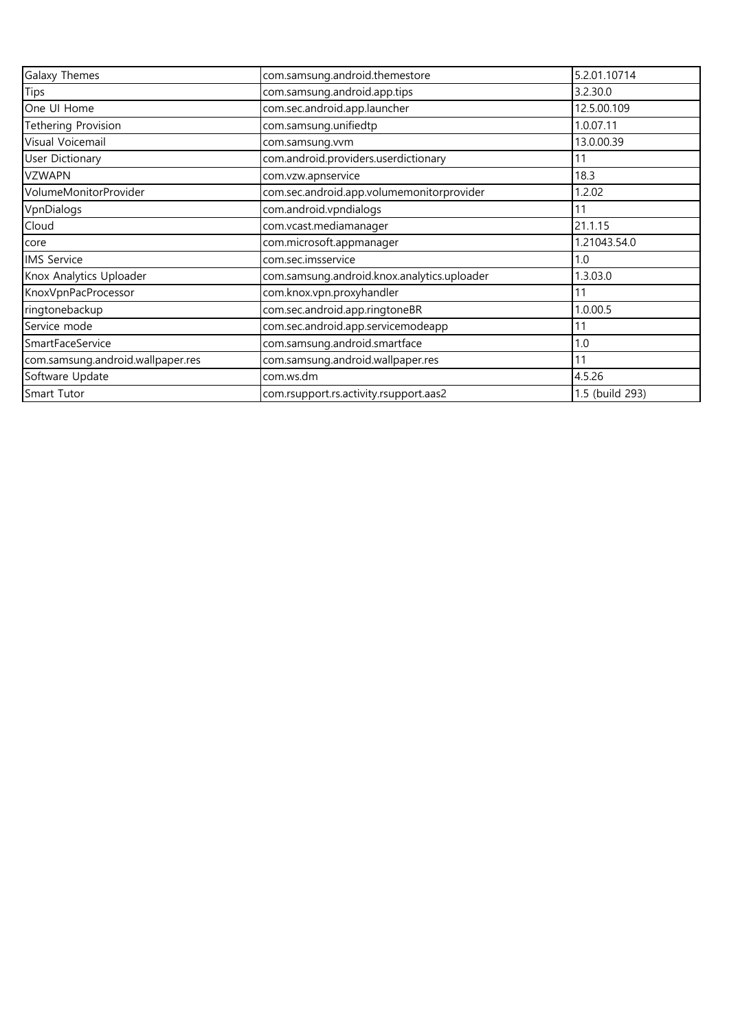| | | |
|---|---|---|
| Galaxy Themes | com.samsung.android.themestore | 5.2.01.10714 |
| Tips | com.samsung.android.app.tips | 3.2.30.0 |
| One UI Home | com.sec.android.app.launcher | 12.5.00.109 |
| Tethering Provision | com.samsung.unifiedtp | 1.0.07.11 |
| Visual Voicemail | com.samsung.vvm | 13.0.00.39 |
| User Dictionary | com.android.providers.userdictionary | 11 |
| VZWAPN | com.vzw.apnservice | 18.3 |
| VolumeMonitorProvider | com.sec.android.app.volumemonitorprovider | 1.2.02 |
| VpnDialogs | com.android.vpndialogs | 11 |
| Cloud | com.vcast.mediamanager | 21.1.15 |
| core | com.microsoft.appmanager | 1.21043.54.0 |
| IMS Service | com.sec.imsservice | 1.0 |
| Knox Analytics Uploader | com.samsung.android.knox.analytics.uploader | 1.3.03.0 |
| KnoxVpnPacProcessor | com.knox.vpn.proxyhandler | 11 |
| ringtonebackup | com.sec.android.app.ringtoneBR | 1.0.00.5 |
| Service mode | com.sec.android.app.servicemodeapp | 11 |
| SmartFaceService | com.samsung.android.smartface | 1.0 |
| com.samsung.android.wallpaper.res | com.samsung.android.wallpaper.res | 11 |
| Software Update | com.ws.dm | 4.5.26 |
| Smart Tutor | com.rsupport.rs.activity.rsupport.aas2 | 1.5 (build 293) |